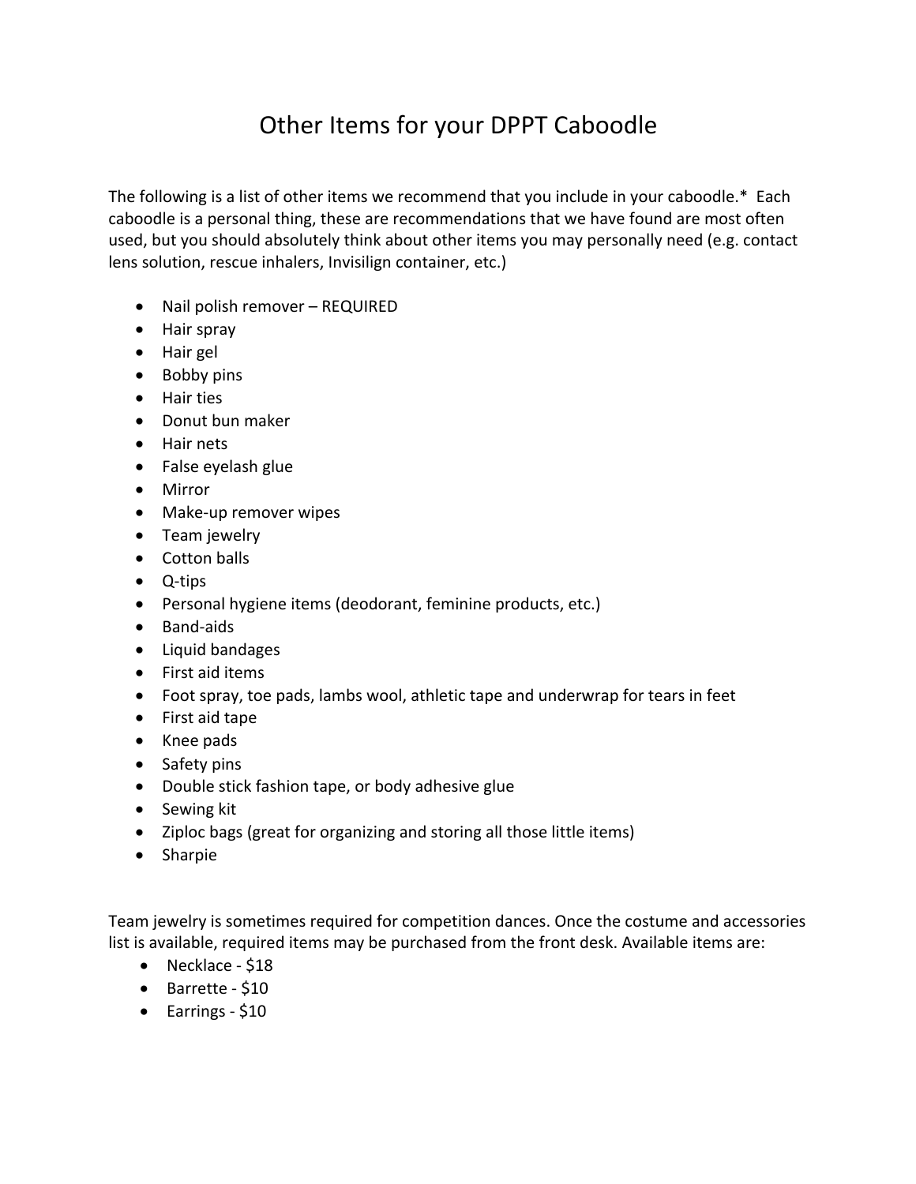# Other Items for your DPPT Caboodle

The following is a list of other items we recommend that you include in your caboodle.* Each caboodle is a personal thing, these are recommendations that we have found are most often used, but you should absolutely think about other items you may personally need (e.g. contact lens solution, rescue inhalers, Invisilign container, etc.)

- Nail polish remover – REQUIRED
- Hair spray
- Hair gel
- Bobby pins
- Hair ties
- Donut bun maker
- Hair nets
- False eyelash glue
- Mirror
- Make-up remover wipes
- Team jewelry
- Cotton balls
- Q-tips
- Personal hygiene items (deodorant, feminine products, etc.)
- Band-aids
- Liquid bandages
- First aid items
- Foot spray, toe pads, lambs wool, athletic tape and underwrap for tears in feet
- First aid tape
- Knee pads
- Safety pins
- Double stick fashion tape, or body adhesive glue
- Sewing kit
- Ziploc bags (great for organizing and storing all those little items)
- Sharpie

Team jewelry is sometimes required for competition dances. Once the costume and accessories list is available, required items may be purchased from the front desk. Available items are:

- Necklace - $18
- Barrette - $10
- Earrings - $10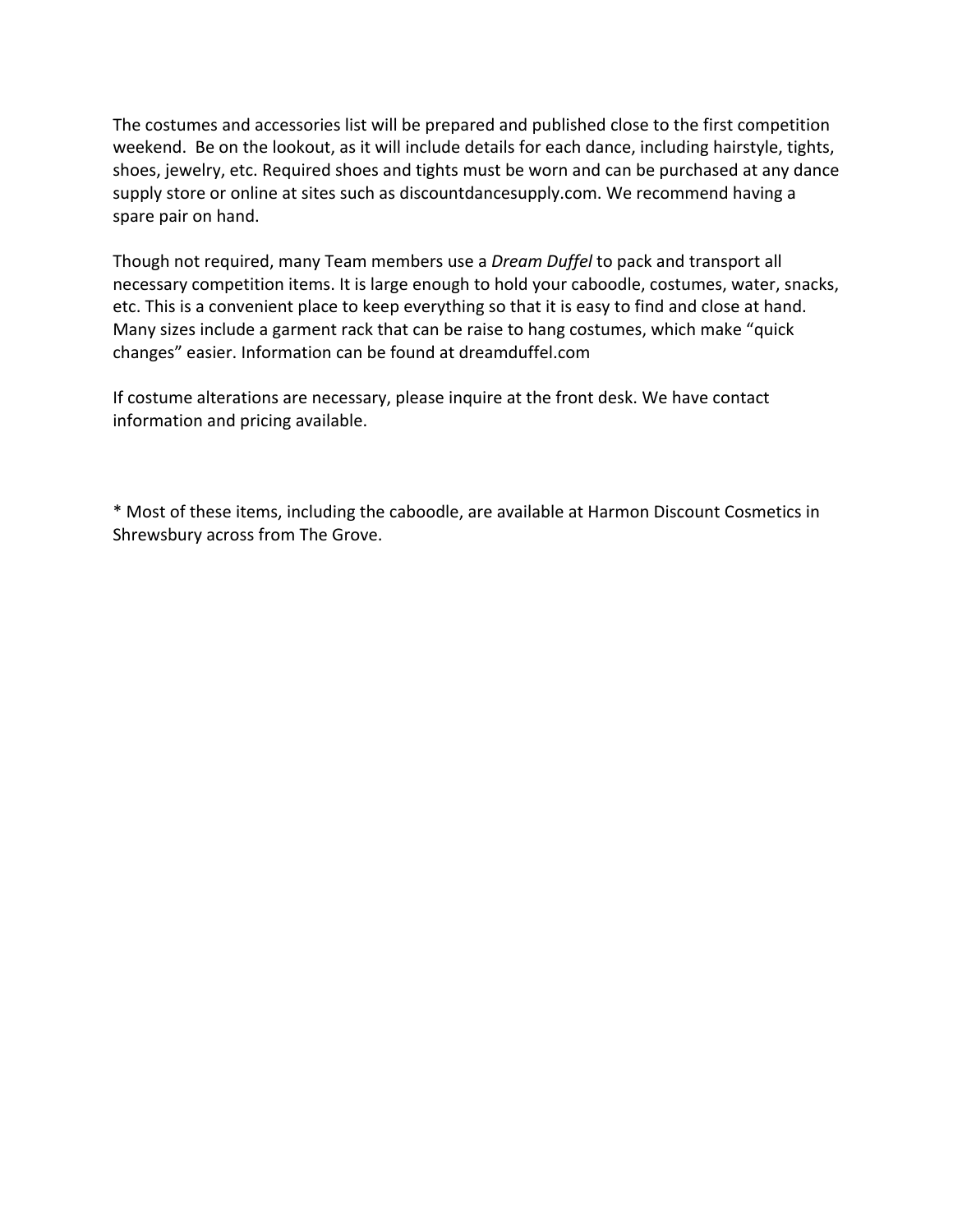The costumes and accessories list will be prepared and published close to the first competition weekend.  Be on the lookout, as it will include details for each dance, including hairstyle, tights, shoes, jewelry, etc. Required shoes and tights must be worn and can be purchased at any dance supply store or online at sites such as discountdancesupply.com. We recommend having a spare pair on hand.

Though not required, many Team members use a *Dream Duffel* to pack and transport all necessary competition items. It is large enough to hold your caboodle, costumes, water, snacks, etc. This is a convenient place to keep everything so that it is easy to find and close at hand. Many sizes include a garment rack that can be raise to hang costumes, which make "quick changes" easier. Information can be found at dreamduffel.com

If costume alterations are necessary, please inquire at the front desk. We have contact information and pricing available.

* Most of these items, including the caboodle, are available at Harmon Discount Cosmetics in Shrewsbury across from The Grove.